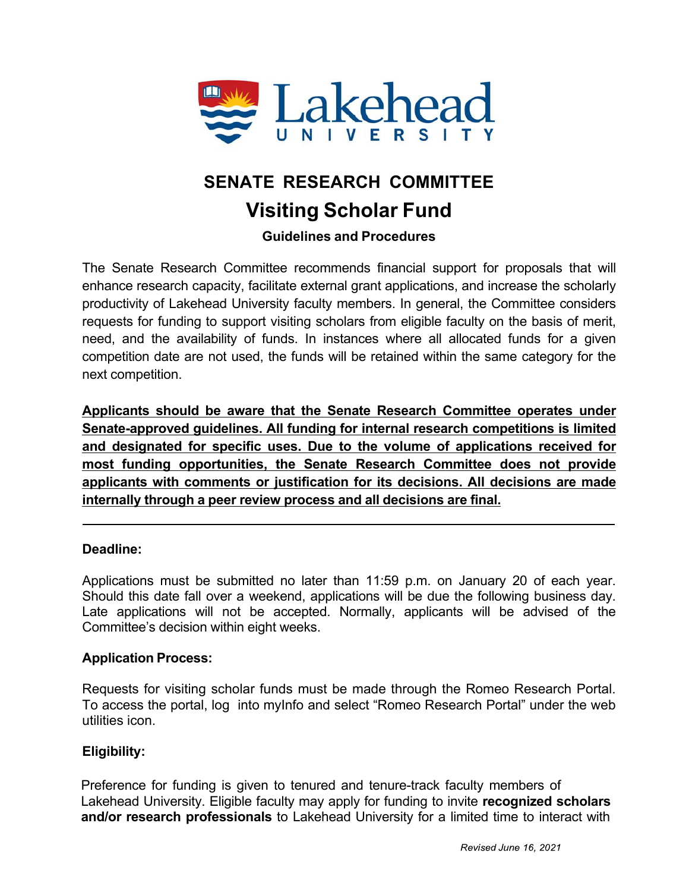Lakehead UNIVERSITY

# SENATE RESEARCH COMMITTEE

## Visiting Scholar Fund

### Guidelines and Procedures

The Senate Research Committee recommends financial support for proposals that will enhance research capacity, facilitate external grant applications, and increase the scholarly productivity of Lakehead University faculty members. In general, the Committee considers requests for funding to support visiting scholars from eligible faculty on the basis of merit, need, and the availability of funds. In instances where all allocated funds for a given competition date are not used, the funds will be retained within the same category for the next competition.

**Applicants should be aware that the Senate Research Committee operates under Senate-approved guidelines. All funding for internal research competitions is limited and designated for specific uses. Due to the volume of applications received for most funding opportunities, the Senate Research Committee does not provide applicants with comments or justification for its decisions. All decisions are made internally through a peer review process and all decisions are final.**

---

**Deadline:**

Applications must be submitted no later than 11:59 p.m. on January 20 of each year. Should this date fall over a weekend, applications will be due the following business day. Late applications will not be accepted. Normally, applicants will be advised of the Committee's decision within eight weeks.

**Application Process:**

Requests for visiting scholar funds must be made through the Romeo Research Portal. To access the portal, log into myInfo and select "Romeo Research Portal" under the web utilities icon.

**Eligibility:**

Preference for funding is given to tenured and tenure-track faculty members of Lakehead University. Eligible faculty may apply for funding to invite **recognized scholars and/or research professionals** to Lakehead University for a limited time to interact with

*Revised June 16, 2021*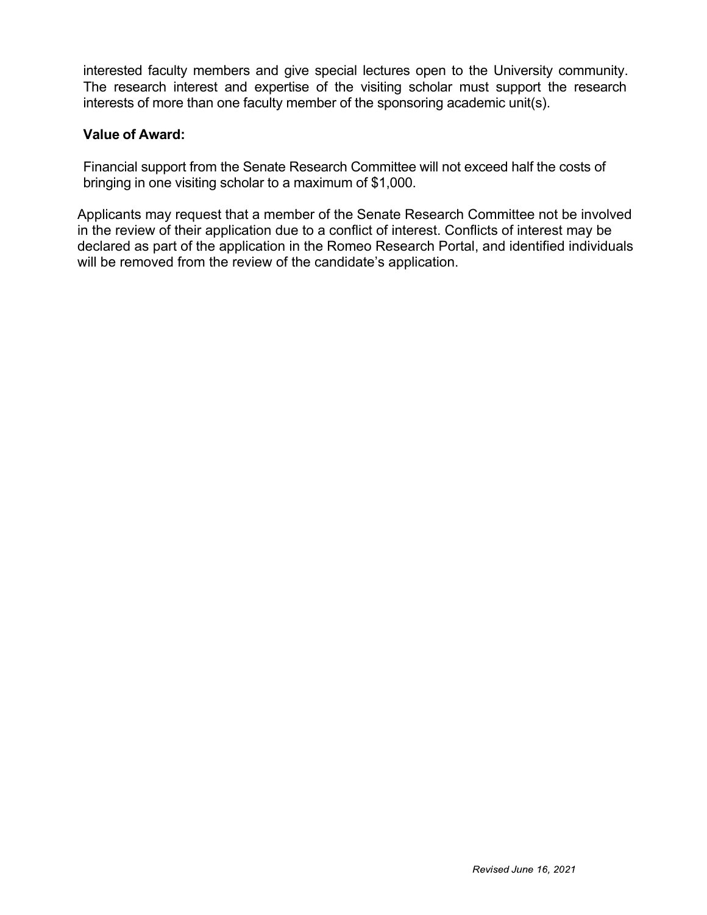interested faculty members and give special lectures open to the University community. The research interest and expertise of the visiting scholar must support the research interests of more than one faculty member of the sponsoring academic unit(s).

**Value of Award:**

Financial support from the Senate Research Committee will not exceed half the costs of bringing in one visiting scholar to a maximum of $1,000.

Applicants may request that a member of the Senate Research Committee not be involved in the review of their application due to a conflict of interest. Conflicts of interest may be declared as part of the application in the Romeo Research Portal, and identified individuals will be removed from the review of the candidate's application.

*Revised June 16, 2021*